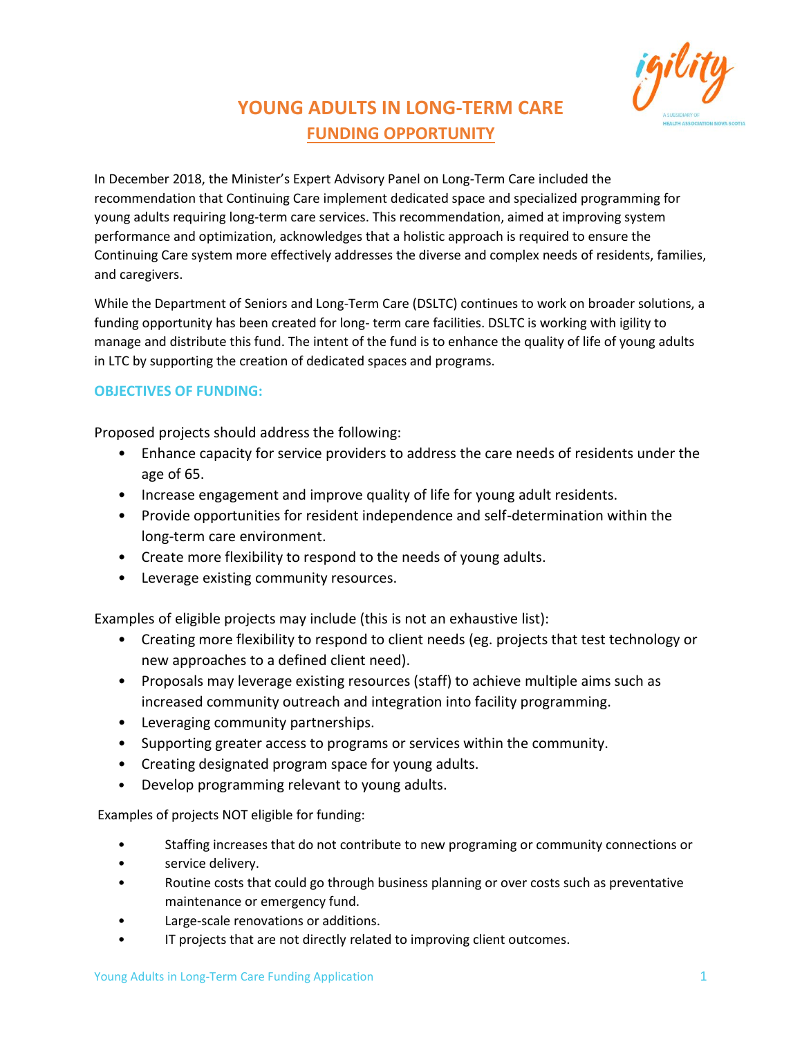# YOUNG ADULTS IN LONG-TERM CARE

## FUNDING OPPORTUNITY

In December 2018, the Minister's Expert Advisory Panel on Long-Term Care included the recommendation that Continuing Care implement dedicated space and specialized programming for young adults requiring long-term care services. This recommendation, aimed at improving system performance and optimization, acknowledges that a holistic approach is required to ensure the Continuing Care system more effectively addresses the diverse and complex needs of residents, families, and caregivers.

While the Department of Seniors and Long-Term Care (DSLTC) continues to work on broader solutions, a funding opportunity has been created for long- term care facilities. DSLTC is working with igility to manage and distribute this fund. The intent of the fund is to enhance the quality of life of young adults in LTC by supporting the creation of dedicated spaces and programs.

### OBJECTIVES OF FUNDING:

Proposed projects should address the following:

- Enhance capacity for service providers to address the care needs of residents under the age of 65.
- Increase engagement and improve quality of life for young adult residents.
- Provide opportunities for resident independence and self-determination within the long-term care environment.
- Create more flexibility to respond to the needs of young adults.
- Leverage existing community resources.

Examples of eligible projects may include (this is not an exhaustive list):

- Creating more flexibility to respond to client needs (eg. projects that test technology or new approaches to a defined client need).
- Proposals may leverage existing resources (staff) to achieve multiple aims such as increased community outreach and integration into facility programming.
- Leveraging community partnerships.
- Supporting greater access to programs or services within the community.
- Creating designated program space for young adults.
- Develop programming relevant to young adults.

Examples of projects NOT eligible for funding:

- Staffing increases that do not contribute to new programing or community connections or
- service delivery.
- Routine costs that could go through business planning or over costs such as preventative maintenance or emergency fund.
- Large-scale renovations or additions.
- IT projects that are not directly related to improving client outcomes.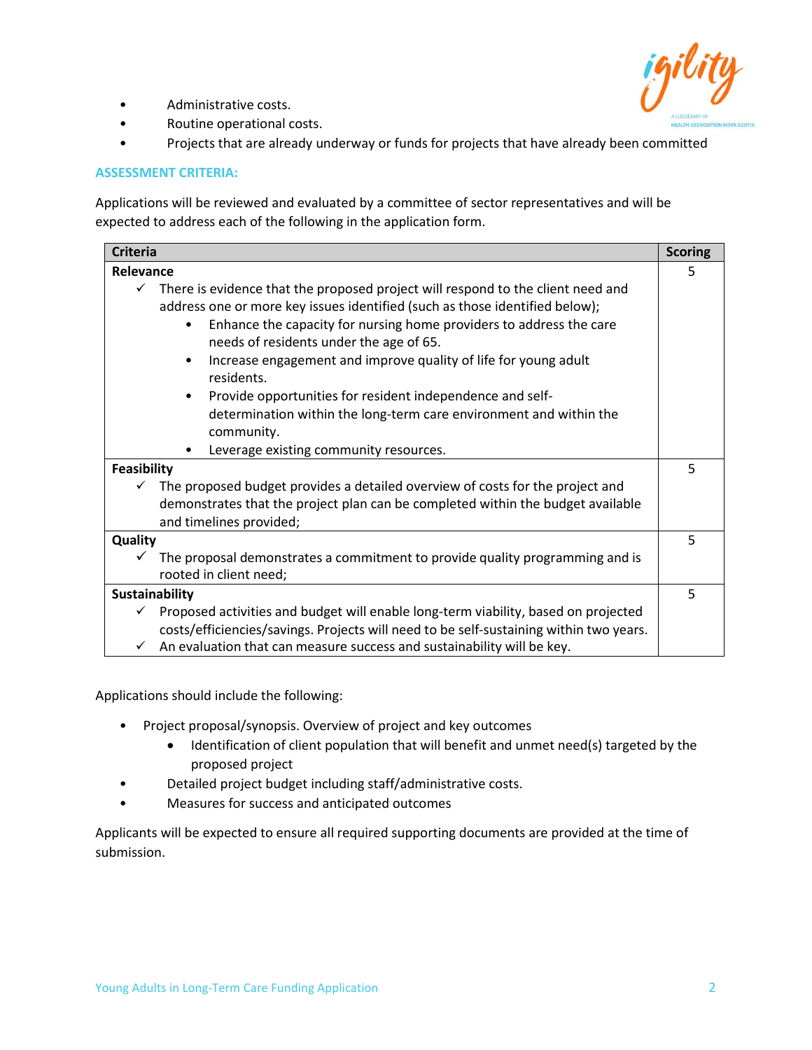- Administrative costs.
- Routine operational costs.
- Projects that are already underway or funds for projects that have already been committed

### ASSESSMENT CRITERIA:

Applications will be reviewed and evaluated by a committee of sector representatives and will be expected to address each of the following in the application form.

| Criteria | Scoring |
|---|---|
| **Relevance**<br>✓ There is evidence that the proposed project will respond to the client need and address one or more key issues identified (such as those identified below);<br>• Enhance the capacity for nursing home providers to address the care needs of residents under the age of 65.<br>• Increase engagement and improve quality of life for young adult residents.<br>• Provide opportunities for resident independence and self-determination within the long-term care environment and within the community.<br>• Leverage existing community resources. | 5 |
| **Feasibility**<br>✓ The proposed budget provides a detailed overview of costs for the project and demonstrates that the project plan can be completed within the budget available and timelines provided; | 5 |
| **Quality**<br>✓ The proposal demonstrates a commitment to provide quality programming and is rooted in client need; | 5 |
| **Sustainability**<br>✓ Proposed activities and budget will enable long-term viability, based on projected costs/efficiencies/savings. Projects will need to be self-sustaining within two years.<br>✓ An evaluation that can measure success and sustainability will be key. | 5 |

Applications should include the following:

- Project proposal/synopsis. Overview of project and key outcomes
  - Identification of client population that will benefit and unmet need(s) targeted by the proposed project
- Detailed project budget including staff/administrative costs.
- Measures for success and anticipated outcomes

Applicants will be expected to ensure all required supporting documents are provided at the time of submission.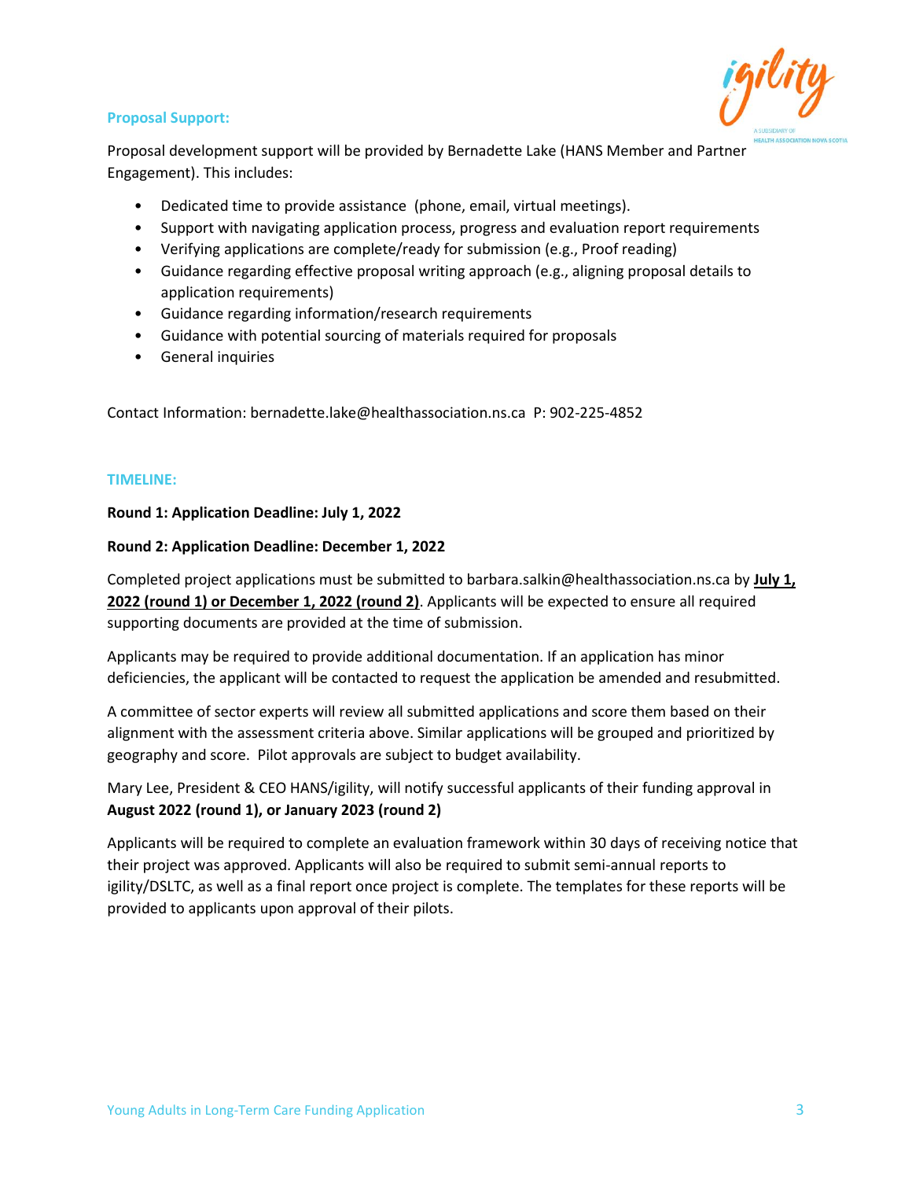### Proposal Support:

Proposal development support will be provided by Bernadette Lake (HANS Member and Partner Engagement). This includes:

- Dedicated time to provide assistance (phone, email, virtual meetings).
- Support with navigating application process, progress and evaluation report requirements
- Verifying applications are complete/ready for submission (e.g., Proof reading)
- Guidance regarding effective proposal writing approach (e.g., aligning proposal details to application requirements)
- Guidance regarding information/research requirements
- Guidance with potential sourcing of materials required for proposals
- General inquiries

Contact Information: bernadette.lake@healthassociation.ns.ca P: 902-225-4852

### TIMELINE:

**Round 1: Application Deadline: July 1, 2022**

**Round 2: Application Deadline: December 1, 2022**

Completed project applications must be submitted to barbara.salkin@healthassociation.ns.ca by **July 1, 2022 (round 1) or December 1, 2022 (round 2)**. Applicants will be expected to ensure all required supporting documents are provided at the time of submission.

Applicants may be required to provide additional documentation. If an application has minor deficiencies, the applicant will be contacted to request the application be amended and resubmitted.

A committee of sector experts will review all submitted applications and score them based on their alignment with the assessment criteria above. Similar applications will be grouped and prioritized by geography and score. Pilot approvals are subject to budget availability.

Mary Lee, President & CEO HANS/igility, will notify successful applicants of their funding approval in **August 2022 (round 1), or January 2023 (round 2)**

Applicants will be required to complete an evaluation framework within 30 days of receiving notice that their project was approved. Applicants will also be required to submit semi-annual reports to igility/DSLTC, as well as a final report once project is complete. The templates for these reports will be provided to applicants upon approval of their pilots.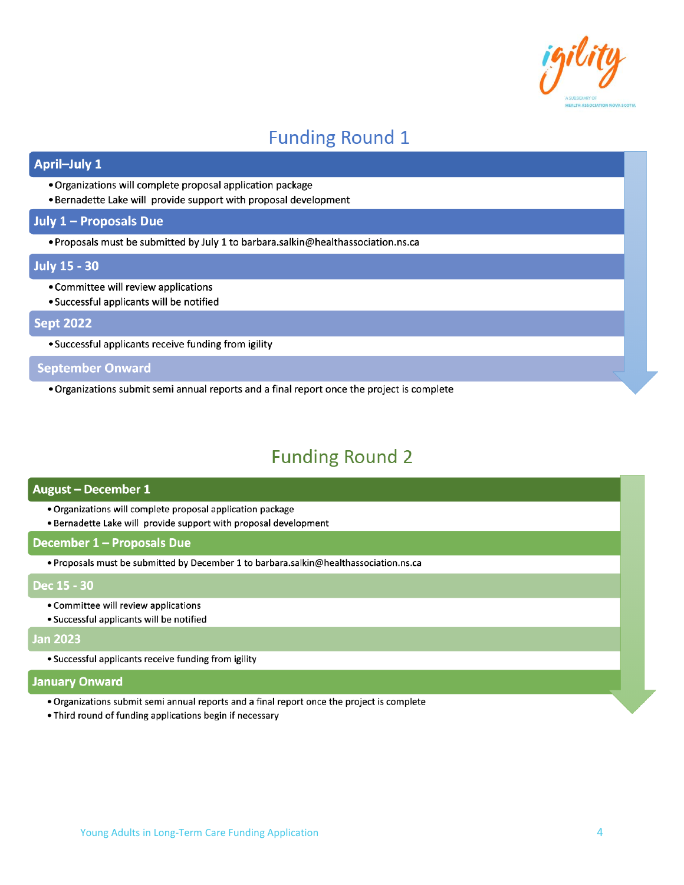## Funding Round 1

### April–July 1

- Organizations will complete proposal application package
- Bernadette Lake will provide support with proposal development

### July 1 – Proposals Due

- Proposals must be submitted by July 1 to barbara.salkin@healthassociation.ns.ca

### July 15 - 30

- Committee will review applications
- Successful applicants will be notified

### Sept 2022

- Successful applicants receive funding from igility

### September Onward

- Organizations submit semi annual reports and a final report once the project is complete

## Funding Round 2

### August – December 1

- Organizations will complete proposal application package
- Bernadette Lake will provide support with proposal development

### December 1 – Proposals Due

- Proposals must be submitted by December 1 to barbara.salkin@healthassociation.ns.ca

### Dec 15 - 30

- Committee will review applications
- Successful applicants will be notified

### Jan 2023

- Successful applicants receive funding from igility

### January Onward

- Organizations submit semi annual reports and a final report once the project is complete
- Third round of funding applications begin if necessary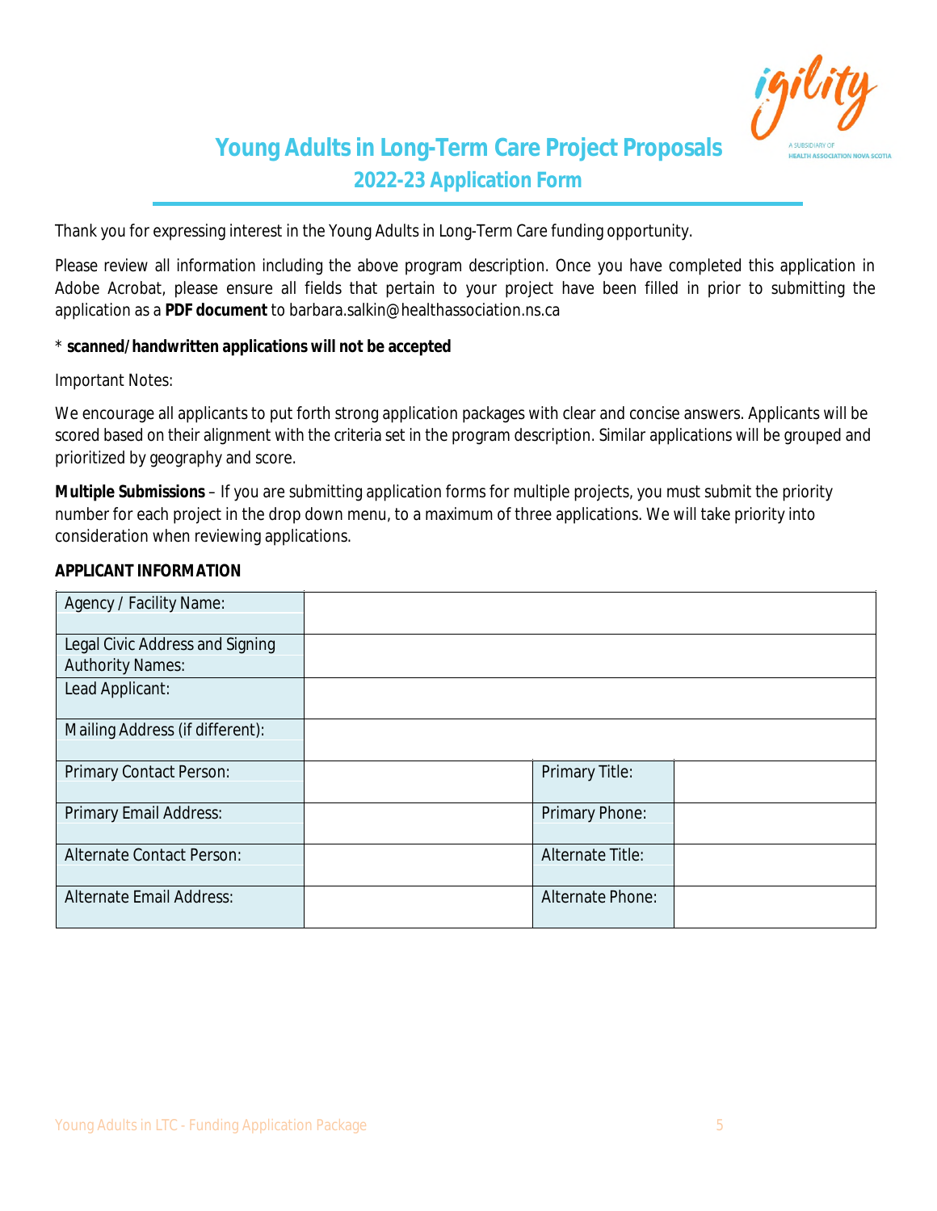# Young Adults in Long-Term Care Project Proposals

## 2022-23 Application Form

Thank you for expressing interest in the Young Adults in Long-Term Care funding opportunity.

Please review all information including the above program description. Once you have completed this application in Adobe Acrobat, please ensure all fields that pertain to your project have been filled in prior to submitting the application as a **PDF document** to barbara.salkin@healthassociation.ns.ca

* **scanned/handwritten applications will not be accepted**

Important Notes:

We encourage all applicants to put forth strong application packages with clear and concise answers. Applicants will be scored based on their alignment with the criteria set in the program description. Similar applications will be grouped and prioritized by geography and score.

**Multiple Submissions** – If you are submitting application forms for multiple projects, you must submit the priority number for each project in the drop down menu, to a maximum of three applications. We will take priority into consideration when reviewing applications.

**APPLICANT INFORMATION**

| | | | |
|---|---|---|---|
| Agency / Facility Name: | | | |
| Legal Civic Address and Signing Authority Names: | | | |
| Lead Applicant: | | | |
| Mailing Address (if different): | | | |
| Primary Contact Person: | | Primary Title: | |
| Primary Email Address: | | Primary Phone: | |
| Alternate Contact Person: | | Alternate Title: | |
| Alternate Email Address: | | Alternate Phone: | |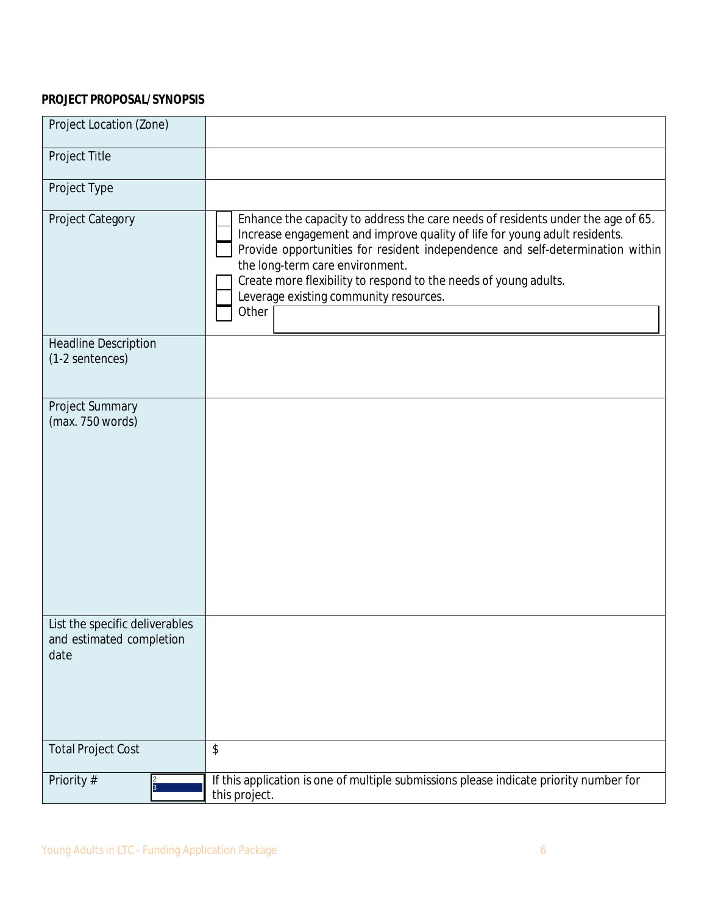**PROJECT PROPOSAL/SYNOPSIS**

| Project Location (Zone) | |
|---|---|
| Project Title | |
| Project Type | |
| Project Category | ☐ Enhance the capacity to address the care needs of residents under the age of 65.<br>☐ Increase engagement and improve quality of life for young adult residents.<br>☐ Provide opportunities for resident independence and self-determination within the long-term care environment.<br>☐ Create more flexibility to respond to the needs of young adults.<br>☐ Leverage existing community resources.<br>☐ Other |
| Headline Description (1-2 sentences) | |
| Project Summary (max. 750 words) | |
| List the specific deliverables and estimated completion date | |
| Total Project Cost | $ |
| Priority # | If this application is one of multiple submissions please indicate priority number for this project. |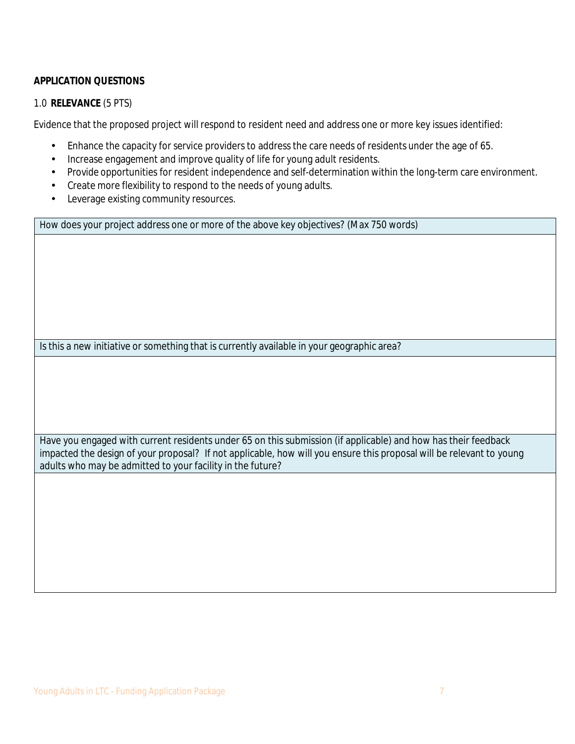## APPLICATION QUESTIONS

### 1.0 **RELEVANCE** (5 PTS)

Evidence that the proposed project will respond to resident need and address one or more key issues identified:

- Enhance the capacity for service providers to address the care needs of residents under the age of 65.
- Increase engagement and improve quality of life for young adult residents.
- Provide opportunities for resident independence and self-determination within the long-term care environment.
- Create more flexibility to respond to the needs of young adults.
- Leverage existing community resources.

| How does your project address one or more of the above key objectives? (Max 750 words) |
|---|
| |
| Is this a new initiative or something that is currently available in your geographic area? |
| |
| Have you engaged with current residents under 65 on this submission (if applicable) and how has their feedback impacted the design of your proposal? If not applicable, how will you ensure this proposal will be relevant to young adults who may be admitted to your facility in the future? |
| |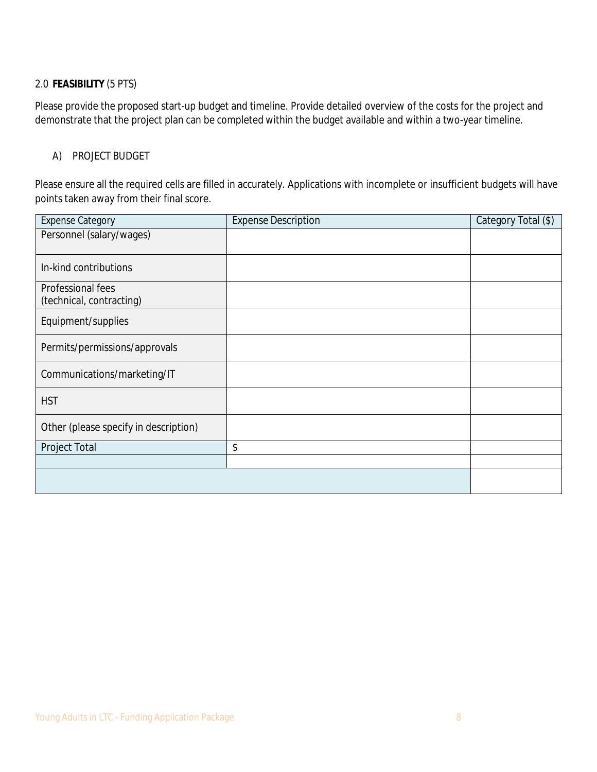## 2.0 **FEASIBILITY** (5 PTS)

Please provide the proposed start-up budget and timeline. Provide detailed overview of the costs for the project and demonstrate that the project plan can be completed within the budget available and within a two-year timeline.

### A) PROJECT BUDGET

Please ensure all the required cells are filled in accurately. Applications with incomplete or insufficient budgets will have points taken away from their final score.

| Expense Category | Expense Description | Category Total ($) |
|---|---|---|
| Personnel (salary/wages) | | |
| In-kind contributions | | |
| Professional fees (technical, contracting) | | |
| Equipment/supplies | | |
| Permits/permissions/approvals | | |
| Communications/marketing/IT | | |
| HST | | |
| Other (please specify in description) | | |
| Project Total | $ | |
| | | |
| | | |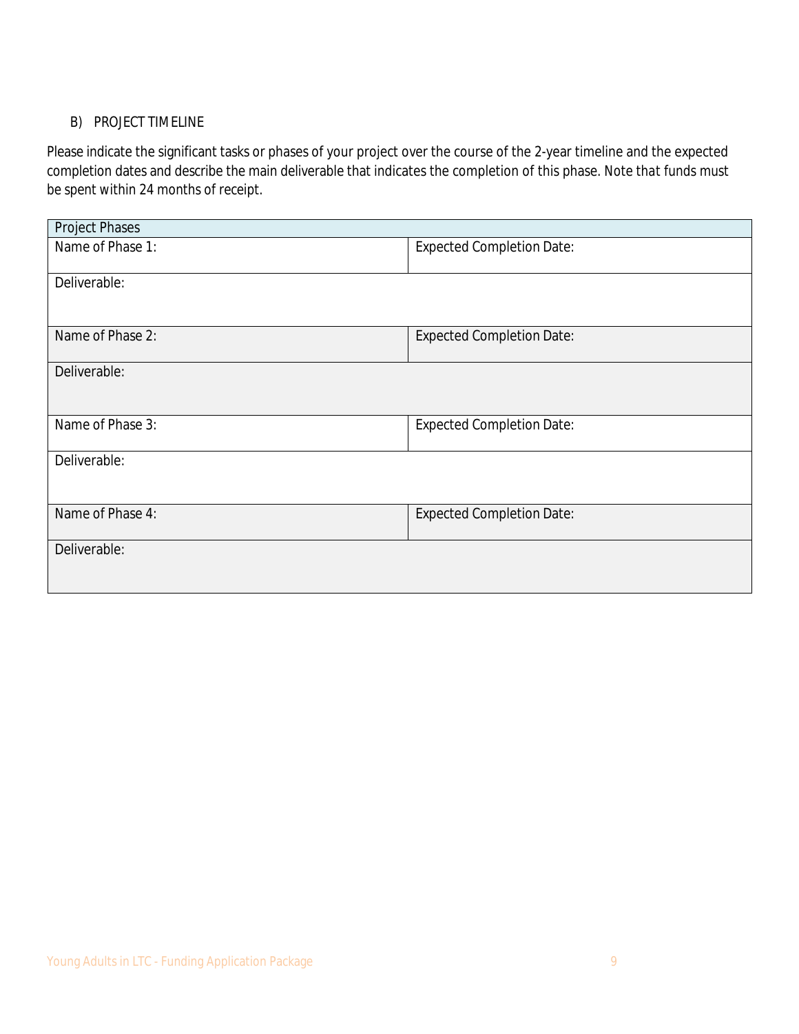B) PROJECT TIMELINE

Please indicate the significant tasks or phases of your project over the course of the 2-year timeline and the expected completion dates and describe the main deliverable that indicates the completion of this phase. Note that funds must be spent within 24 months of receipt.

| Project Phases | |
|---|---|
| Name of Phase 1: | Expected Completion Date: |
| Deliverable: | |
| Name of Phase 2: | Expected Completion Date: |
| Deliverable: | |
| Name of Phase 3: | Expected Completion Date: |
| Deliverable: | |
| Name of Phase 4: | Expected Completion Date: |
| Deliverable: | |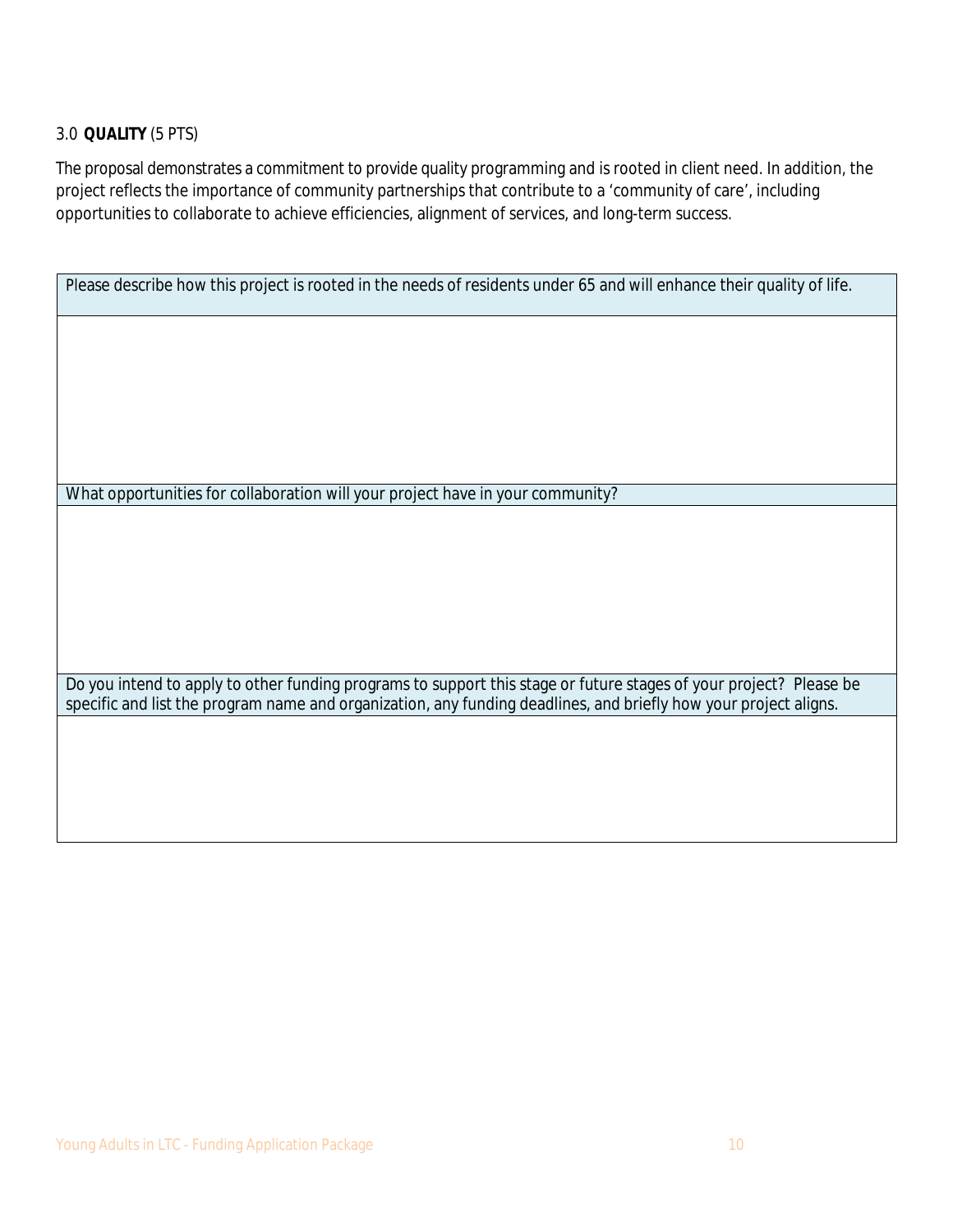3.0 **QUALITY** (5 PTS)

The proposal demonstrates a commitment to provide quality programming and is rooted in client need. In addition, the project reflects the importance of community partnerships that contribute to a 'community of care', including opportunities to collaborate to achieve efficiencies, alignment of services, and long-term success.

| Please describe how this project is rooted in the needs of residents under 65 and will enhance their quality of life. |
| --- |
| |
| What opportunities for collaboration will your project have in your community? |
| |
| Do you intend to apply to other funding programs to support this stage or future stages of your project? Please be specific and list the program name and organization, any funding deadlines, and briefly how your project aligns. |
| |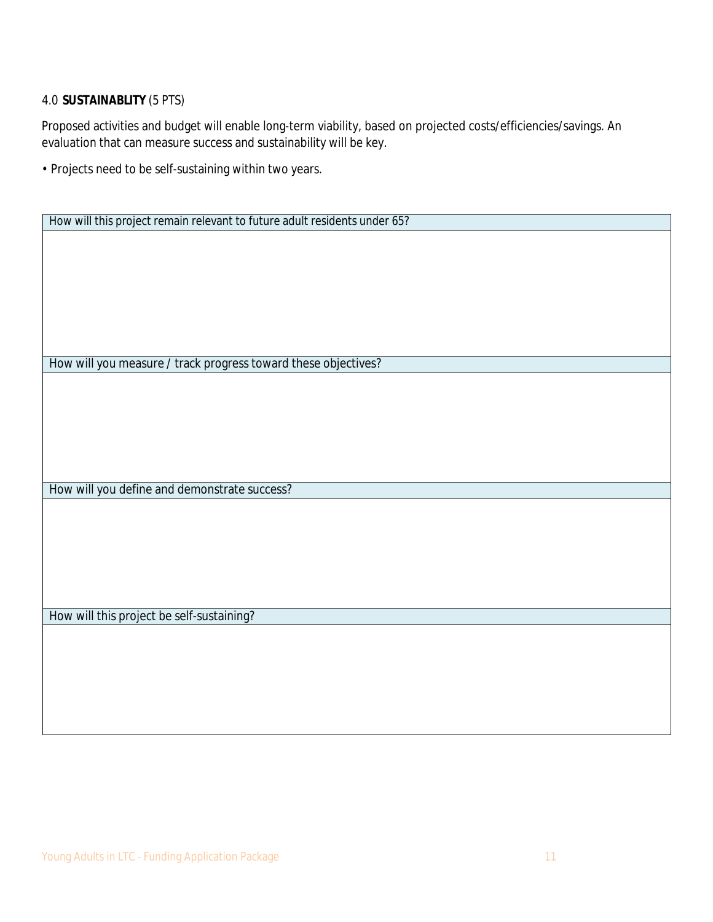## 4.0 **SUSTAINABLITY** (5 PTS)

Proposed activities and budget will enable long-term viability, based on projected costs/efficiencies/savings. An evaluation that can measure success and sustainability will be key.

- Projects need to be self-sustaining within two years.

| How will this project remain relevant to future adult residents under 65? |
|---|
| |
| **How will you measure / track progress toward these objectives?** |
| |
| **How will you define and demonstrate success?** |
| |
| **How will this project be self-sustaining?** |
| |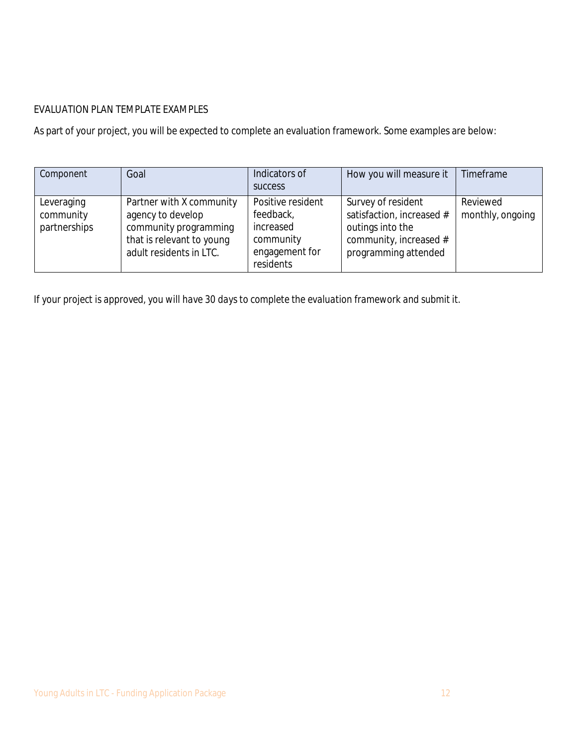EVALUATION PLAN TEMPLATE EXAMPLES

As part of your project, you will be expected to complete an evaluation framework. Some examples are below:

| Component | Goal | Indicators of success | How you will measure it | Timeframe |
|---|---|---|---|---|
| Leveraging community partnerships | Partner with X community agency to develop community programming that is relevant to young adult residents in LTC. | Positive resident feedback, increased community engagement for residents | Survey of resident satisfaction, increased # outings into the community, increased # programming attended | Reviewed monthly, ongoing |

If your project is approved, you will have 30 days to complete the evaluation framework and submit it.